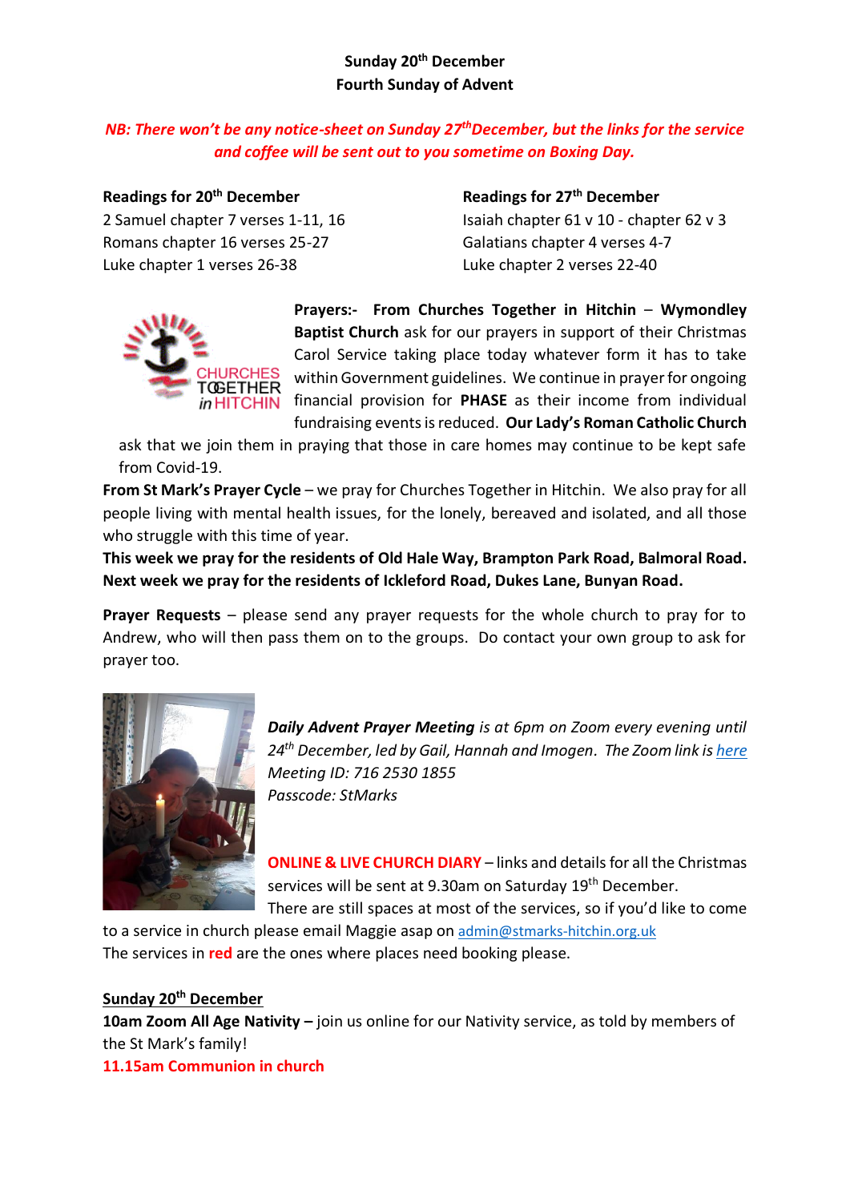**Sunday 20th December**
**Fourth Sunday of Advent**

***NB: There won't be any notice-sheet on Sunday 27th December, but the links for the service and coffee will be sent out to you sometime on Boxing Day.***

**Readings for 20th December**
2 Samuel chapter 7 verses 1-11, 16
Romans chapter 16 verses 25-27
Luke chapter 1 verses 26-38

**Readings for 27th December**
Isaiah chapter 61 v 10 - chapter 62 v 3
Galatians chapter 4 verses 4-7
Luke chapter 2 verses 22-40

**Prayers:- From Churches Together in Hitchin** – **Wymondley Baptist Church** ask for our prayers in support of their Christmas Carol Service taking place today whatever form it has to take within Government guidelines. We continue in prayer for ongoing financial provision for **PHASE** as their income from individual fundraising events is reduced. **Our Lady's Roman Catholic Church** ask that we join them in praying that those in care homes may continue to be kept safe from Covid-19.

**From St Mark's Prayer Cycle** – we pray for Churches Together in Hitchin. We also pray for all people living with mental health issues, for the lonely, bereaved and isolated, and all those who struggle with this time of year.

**This week we pray for the residents of Old Hale Way, Brampton Park Road, Balmoral Road. Next week we pray for the residents of Ickleford Road, Dukes Lane, Bunyan Road.**

**Prayer Requests** – please send any prayer requests for the whole church to pray for to Andrew, who will then pass them on to the groups. Do contact your own group to ask for prayer too.

***Daily Advent Prayer Meeting*** *is at 6pm on Zoom every evening until 24th December, led by Gail, Hannah and Imogen. The Zoom link is here*
*Meeting ID: 716 2530 1855*
*Passcode: StMarks*

**ONLINE & LIVE CHURCH DIARY** – links and details for all the Christmas services will be sent at 9.30am on Saturday 19th December.
There are still spaces at most of the services, so if you'd like to come to a service in church please email Maggie asap on admin@stmarks-hitchin.org.uk
The services in **red** are the ones where places need booking please.

**Sunday 20th December**
**10am Zoom All Age Nativity –** join us online for our Nativity service, as told by members of the St Mark's family!
**11.15am Communion in church**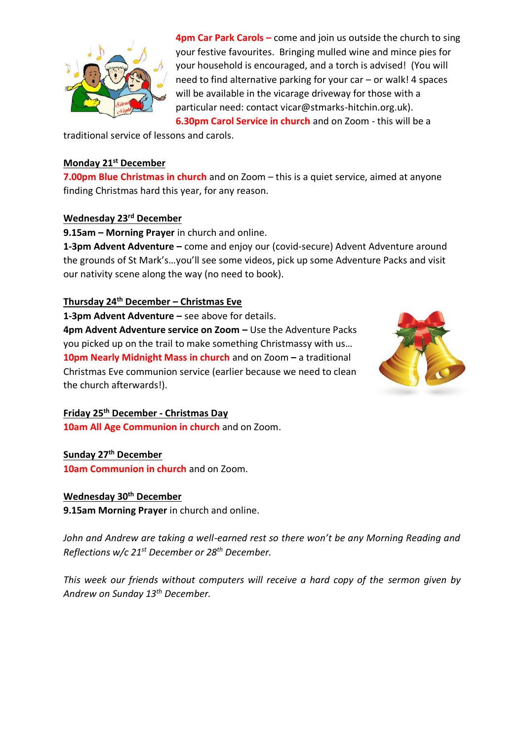**4pm Car Park Carols –** come and join us outside the church to sing your festive favourites. Bringing mulled wine and mince pies for your household is encouraged, and a torch is advised! (You will need to find alternative parking for your car – or walk! 4 spaces will be available in the vicarage driveway for those with a particular need: contact vicar@stmarks-hitchin.org.uk).

**6.30pm Carol Service in church** and on Zoom - this will be a traditional service of lessons and carols.

**Monday 21st December**

**7.00pm Blue Christmas in church** and on Zoom – this is a quiet service, aimed at anyone finding Christmas hard this year, for any reason.

**Wednesday 23rd December**

**9.15am – Morning Prayer** in church and online.

**1-3pm Advent Adventure –** come and enjoy our (covid-secure) Advent Adventure around the grounds of St Mark's…you'll see some videos, pick up some Adventure Packs and visit our nativity scene along the way (no need to book).

**Thursday 24th December – Christmas Eve**

**1-3pm Advent Adventure –** see above for details.

**4pm Advent Adventure service on Zoom –** Use the Adventure Packs you picked up on the trail to make something Christmassy with us…

**10pm Nearly Midnight Mass in church** and on Zoom **–** a traditional Christmas Eve communion service (earlier because we need to clean the church afterwards!).

**Friday 25th December - Christmas Day**

**10am All Age Communion in church** and on Zoom.

**Sunday 27th December**

**10am Communion in church** and on Zoom.

**Wednesday 30th December**

**9.15am Morning Prayer** in church and online.

*John and Andrew are taking a well-earned rest so there won't be any Morning Reading and Reflections w/c 21st December or 28th December.*

*This week our friends without computers will receive a hard copy of the sermon given by Andrew on Sunday 13th December.*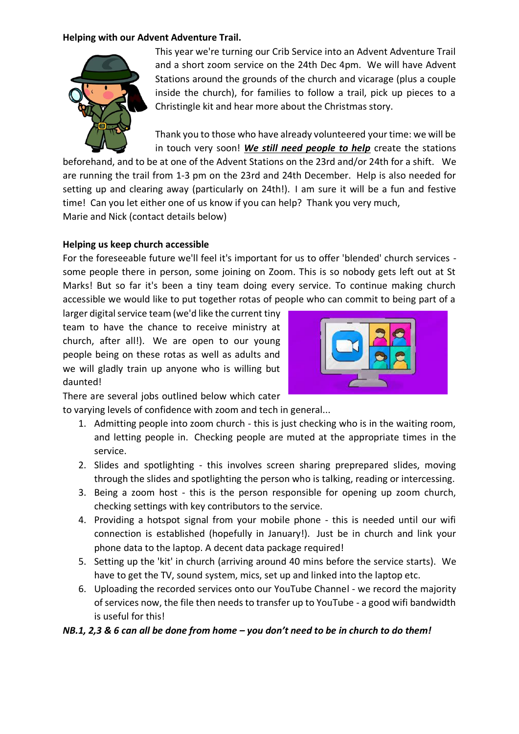**Helping with our Advent Adventure Trail.**

This year we're turning our Crib Service into an Advent Adventure Trail and a short zoom service on the 24th Dec 4pm. We will have Advent Stations around the grounds of the church and vicarage (plus a couple inside the church), for families to follow a trail, pick up pieces to a Christingle kit and hear more about the Christmas story.

Thank you to those who have already volunteered your time: we will be in touch very soon! _**We still need people to help**_ create the stations beforehand, and to be at one of the Advent Stations on the 23rd and/or 24th for a shift. We are running the trail from 1-3 pm on the 23rd and 24th December. Help is also needed for setting up and clearing away (particularly on 24th!). I am sure it will be a fun and festive time! Can you let either one of us know if you can help? Thank you very much,
Marie and Nick (contact details below)

**Helping us keep church accessible**

For the foreseeable future we'll feel it's important for us to offer 'blended' church services - some people there in person, some joining on Zoom. This is so nobody gets left out at St Marks! But so far it's been a tiny team doing every service. To continue making church accessible we would like to put together rotas of people who can commit to being part of a larger digital service team (we'd like the current tiny team to have the chance to receive ministry at church, after all!). We are open to our young people being on these rotas as well as adults and we will gladly train up anyone who is willing but daunted!

There are several jobs outlined below which cater to varying levels of confidence with zoom and tech in general...

1. Admitting people into zoom church - this is just checking who is in the waiting room, and letting people in. Checking people are muted at the appropriate times in the service.
2. Slides and spotlighting - this involves screen sharing preprepared slides, moving through the slides and spotlighting the person who is talking, reading or interceding.
3. Being a zoom host - this is the person responsible for opening up zoom church, checking settings with key contributors to the service.
4. Providing a hotspot signal from your mobile phone - this is needed until our wifi connection is established (hopefully in January!). Just be in church and link your phone data to the laptop. A decent data package required!
5. Setting up the 'kit' in church (arriving around 40 mins before the service starts). We have to get the TV, sound system, mics, set up and linked into the laptop etc.
6. Uploading the recorded services onto our YouTube Channel - we record the majority of services now, the file then needs to transfer up to YouTube - a good wifi bandwidth is useful for this!

***NB.1, 2,3 & 6 can all be done from home – you don't need to be in church to do them!***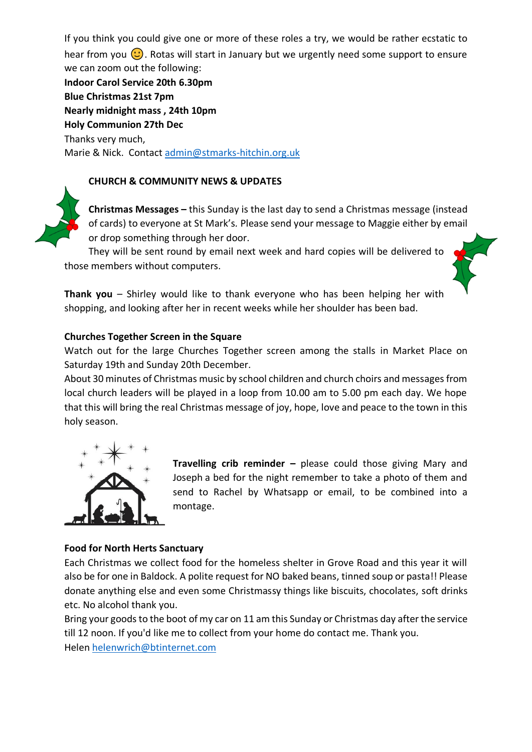If you think you could give one or more of these roles a try, we would be rather ecstatic to hear from you 🙂. Rotas will start in January but we urgently need some support to ensure we can zoom out the following:

**Indoor Carol Service 20th 6.30pm**
**Blue Christmas 21st 7pm**
**Nearly midnight mass , 24th 10pm**
**Holy Communion 27th Dec**

Thanks very much,
Marie & Nick. Contact admin@stmarks-hitchin.org.uk

## CHURCH & COMMUNITY NEWS & UPDATES

**Christmas Messages –** this Sunday is the last day to send a Christmas message (instead of cards) to everyone at St Mark's. Please send your message to Maggie either by email or drop something through her door.
They will be sent round by email next week and hard copies will be delivered to those members without computers.

**Thank you** – Shirley would like to thank everyone who has been helping her with shopping, and looking after her in recent weeks while her shoulder has been bad.

**Churches Together Screen in the Square**

Watch out for the large Churches Together screen among the stalls in Market Place on Saturday 19th and Sunday 20th December.

About 30 minutes of Christmas music by school children and church choirs and messages from local church leaders will be played in a loop from 10.00 am to 5.00 pm each day. We hope that this will bring the real Christmas message of joy, hope, love and peace to the town in this holy season.

**Travelling crib reminder –** please could those giving Mary and Joseph a bed for the night remember to take a photo of them and send to Rachel by Whatsapp or email, to be combined into a montage.

**Food for North Herts Sanctuary**

Each Christmas we collect food for the homeless shelter in Grove Road and this year it will also be for one in Baldock. A polite request for NO baked beans, tinned soup or pasta!! Please donate anything else and even some Christmassy things like biscuits, chocolates, soft drinks etc. No alcohol thank you.

Bring your goods to the boot of my car on 11 am this Sunday or Christmas day after the service till 12 noon. If you'd like me to collect from your home do contact me. Thank you.
Helen helenwrich@btinternet.com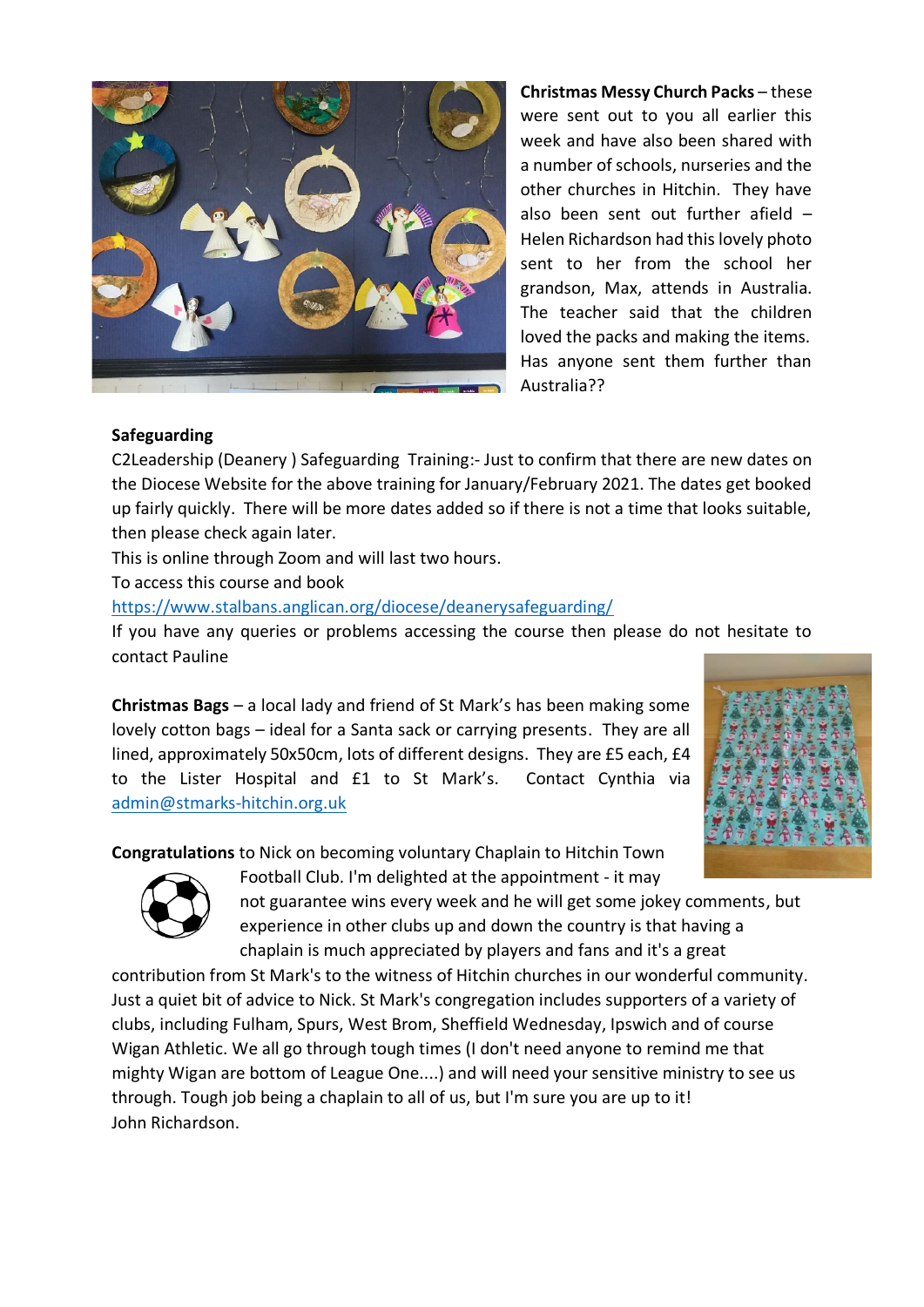**Christmas Messy Church Packs** – these were sent out to you all earlier this week and have also been shared with a number of schools, nurseries and the other churches in Hitchin. They have also been sent out further afield – Helen Richardson had this lovely photo sent to her from the school her grandson, Max, attends in Australia. The teacher said that the children loved the packs and making the items. Has anyone sent them further than Australia??

**Safeguarding**

C2Leadership (Deanery ) Safeguarding Training:- Just to confirm that there are new dates on the Diocese Website for the above training for January/February 2021. The dates get booked up fairly quickly. There will be more dates added so if there is not a time that looks suitable, then please check again later.

This is online through Zoom and will last two hours.

To access this course and book

https://www.stalbans.anglican.org/diocese/deanerysafeguarding/

If you have any queries or problems accessing the course then please do not hesitate to contact Pauline

**Christmas Bags** – a local lady and friend of St Mark's has been making some lovely cotton bags – ideal for a Santa sack or carrying presents. They are all lined, approximately 50x50cm, lots of different designs. They are £5 each, £4 to the Lister Hospital and £1 to St Mark's. Contact Cynthia via admin@stmarks-hitchin.org.uk

**Congratulations** to Nick on becoming voluntary Chaplain to Hitchin Town Football Club. I'm delighted at the appointment - it may not guarantee wins every week and he will get some jokey comments, but experience in other clubs up and down the country is that having a chaplain is much appreciated by players and fans and it's a great contribution from St Mark's to the witness of Hitchin churches in our wonderful community. Just a quiet bit of advice to Nick. St Mark's congregation includes supporters of a variety of clubs, including Fulham, Spurs, West Brom, Sheffield Wednesday, Ipswich and of course Wigan Athletic. We all go through tough times (I don't need anyone to remind me that mighty Wigan are bottom of League One....) and will need your sensitive ministry to see us through. Tough job being a chaplain to all of us, but I'm sure you are up to it!

John Richardson.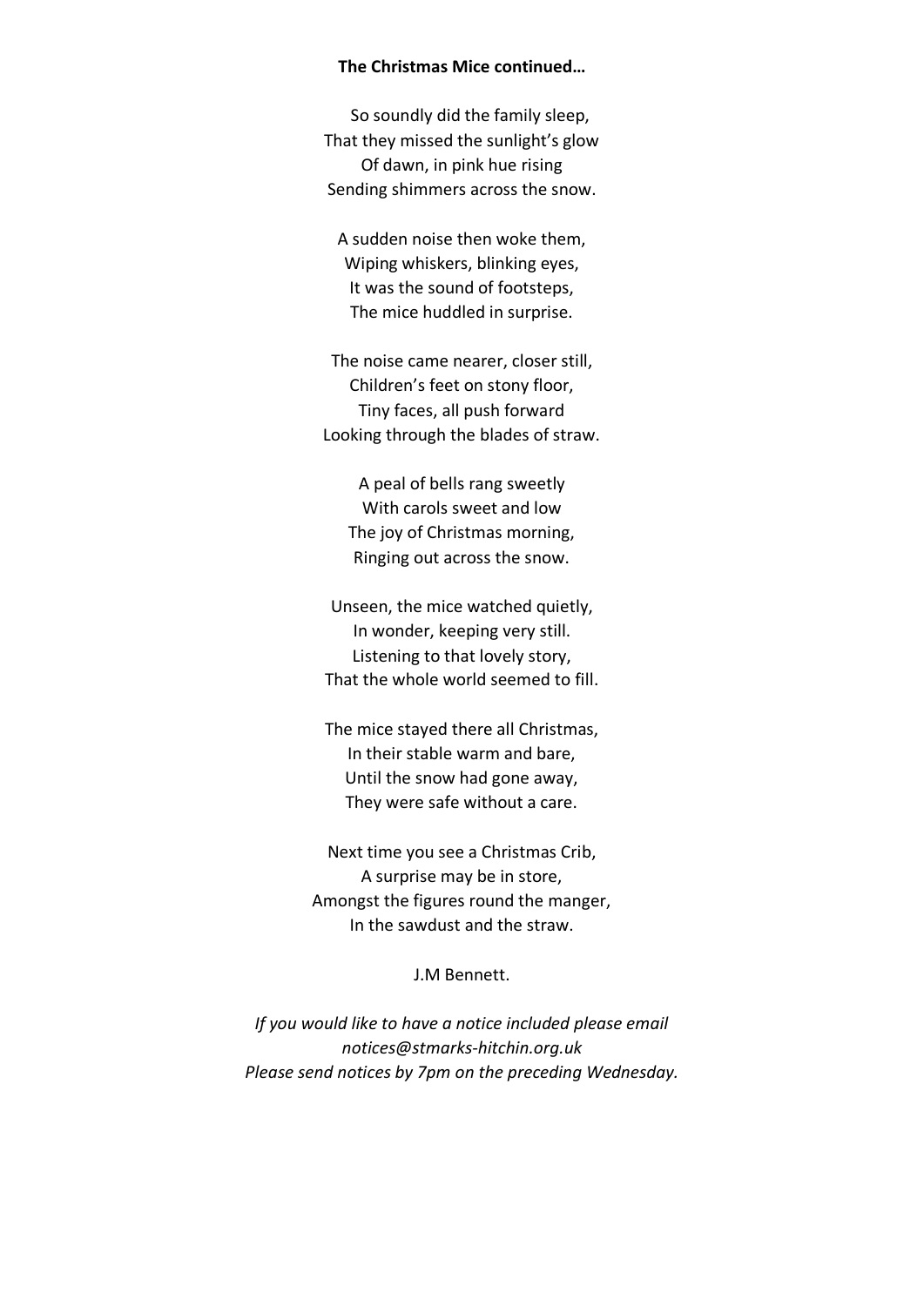**The Christmas Mice continued…**

So soundly did the family sleep,
That they missed the sunlight's glow
Of dawn, in pink hue rising
Sending shimmers across the snow.

A sudden noise then woke them,
Wiping whiskers, blinking eyes,
It was the sound of footsteps,
The mice huddled in surprise.

The noise came nearer, closer still,
Children's feet on stony floor,
Tiny faces, all push forward
Looking through the blades of straw.

A peal of bells rang sweetly
With carols sweet and low
The joy of Christmas morning,
Ringing out across the snow.

Unseen, the mice watched quietly,
In wonder, keeping very still.
Listening to that lovely story,
That the whole world seemed to fill.

The mice stayed there all Christmas,
In their stable warm and bare,
Until the snow had gone away,
They were safe without a care.

Next time you see a Christmas Crib,
A surprise may be in store,
Amongst the figures round the manger,
In the sawdust and the straw.

J.M Bennett.

*If you would like to have a notice included please email notices@stmarks-hitchin.org.uk*
*Please send notices by 7pm on the preceding Wednesday.*